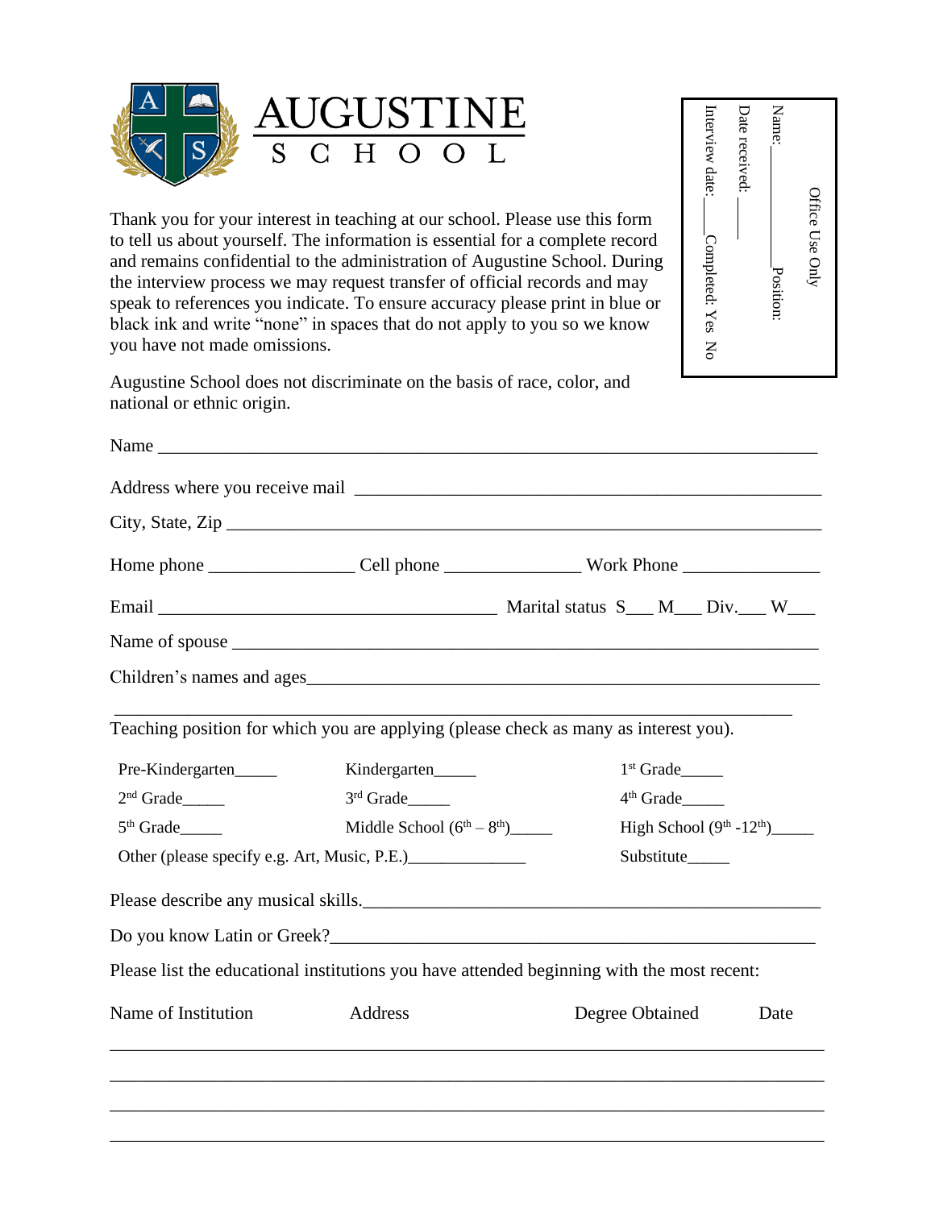# AUGUSTINE
## S C H O O L

Office Use Only

Name:_______________ Position:

Date received: _____

Interview date:___ Completed: Yes No

Thank you for your interest in teaching at our school. Please use this form to tell us about yourself. The information is essential for a complete record and remains confidential to the administration of Augustine School. During the interview process we may request transfer of official records and may speak to references you indicate. To ensure accuracy please print in blue or black ink and write "none" in spaces that do not apply to you so we know you have not made omissions.

Augustine School does not discriminate on the basis of race, color, and national or ethnic origin.

Name ___________________________________________________________________________

Address where you receive mail _____________________________________________________

City, State, Zip _________________________________________________________________

Home phone ________________ Cell phone _______________ Work Phone _______________

Email _____________________________________ Marital status S___ M___ Div.___ W___

Name of spouse _____________________________________________________________

Children's names and ages_____________________________________________________

_________________________________________________________________________

Teaching position for which you are applying (please check as many as interest you).

| | | |
|---|---|---|
| Pre-Kindergarten_____ | Kindergarten_____ | 1st Grade_____ |
| 2nd Grade_____ | 3rd Grade_____ | 4th Grade_____ |
| 5th Grade_____ | Middle School (6th – 8th)_____ | High School (9th -12th)_____ |
| Other (please specify e.g. Art, Music, P.E.)_____________ | | Substitute_____ |

Please describe any musical skills.__________________________________________________

Do you know Latin or Greek?_______________________________________________________

Please list the educational institutions you have attended beginning with the most recent:

| Name of Institution | Address | Degree Obtained | Date |
|---|---|---|---|
| | | | |
| | | | |
| | | | |
| | | | |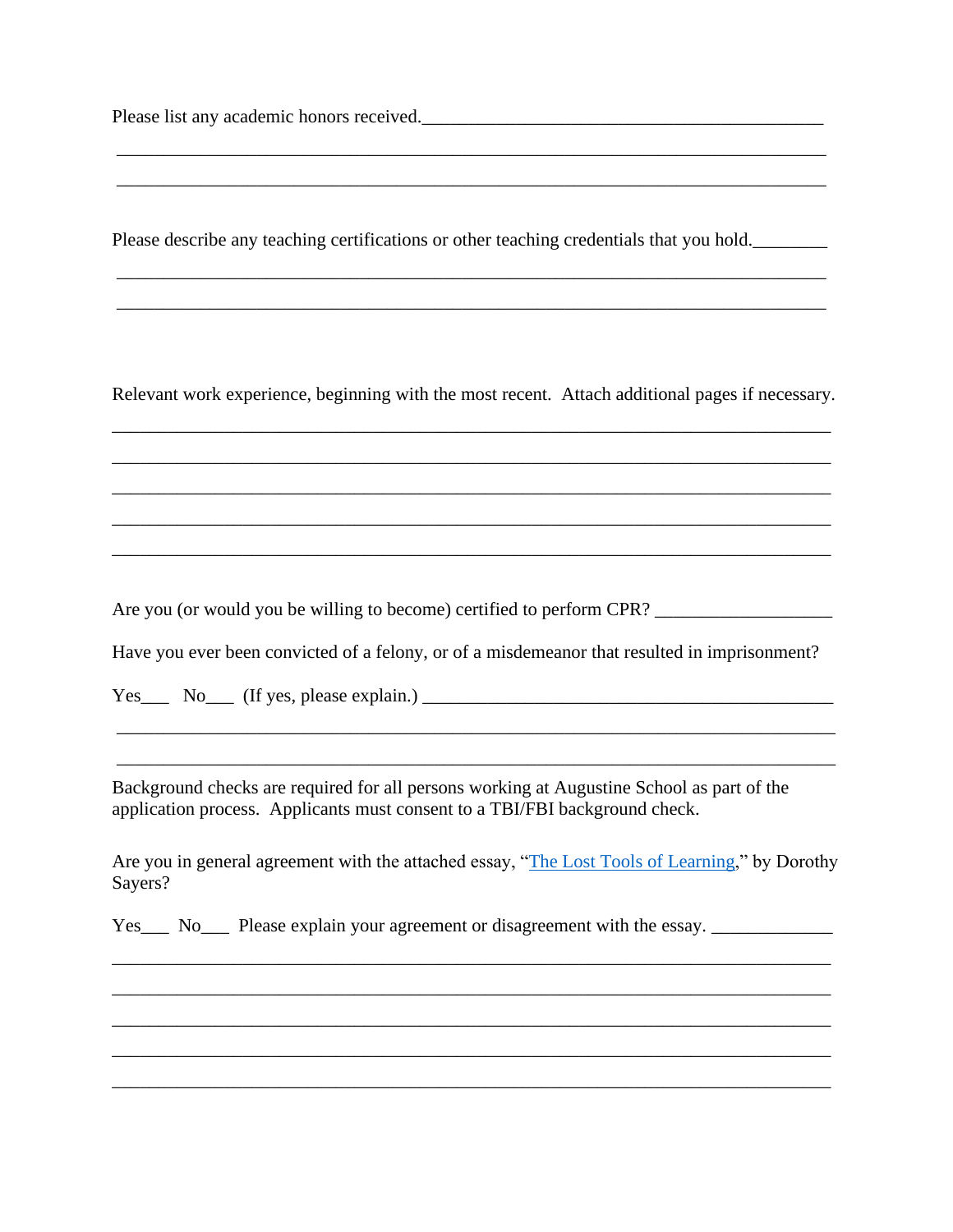Please list any academic honors received.____________________________________________

_____________________________________________________________________________

_____________________________________________________________________________

Please describe any teaching certifications or other teaching credentials that you hold.________

_____________________________________________________________________________

_____________________________________________________________________________

Relevant work experience, beginning with the most recent. Attach additional pages if necessary.

_____________________________________________________________________________

_____________________________________________________________________________

_____________________________________________________________________________

_____________________________________________________________________________

_____________________________________________________________________________

Are you (or would you be willing to become) certified to perform CPR? ___________________

Have you ever been convicted of a felony, or of a misdemeanor that resulted in imprisonment?

Yes___ No___ (If yes, please explain.) _______________________________________________

_____________________________________________________________________________

_____________________________________________________________________________

Background checks are required for all persons working at Augustine School as part of the application process. Applicants must consent to a TBI/FBI background check.

Are you in general agreement with the attached essay, "The Lost Tools of Learning," by Dorothy Sayers?

Yes___ No___ Please explain your agreement or disagreement with the essay. _____________

_____________________________________________________________________________

_____________________________________________________________________________

_____________________________________________________________________________

_____________________________________________________________________________

_____________________________________________________________________________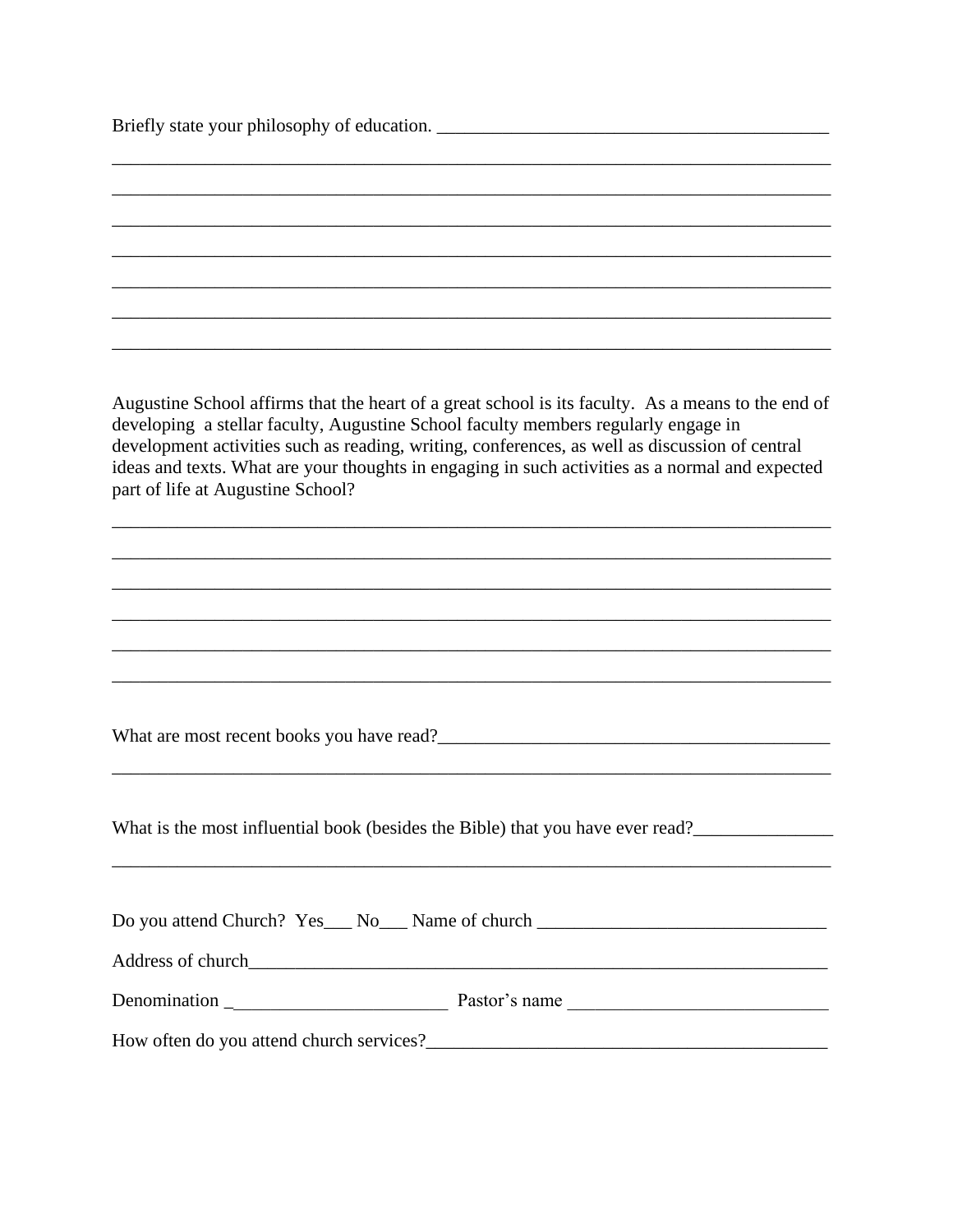Briefly state your philosophy of education. ________________________________________

________________________________________________________________________________

________________________________________________________________________________

________________________________________________________________________________

________________________________________________________________________________

________________________________________________________________________________

________________________________________________________________________________

________________________________________________________________________________

Augustine School affirms that the heart of a great school is its faculty.  As a means to the end of developing  a stellar faculty, Augustine School faculty members regularly engage in development activities such as reading, writing, conferences, as well as discussion of central ideas and texts. What are your thoughts in engaging in such activities as a normal and expected part of life at Augustine School?

________________________________________________________________________________

________________________________________________________________________________

________________________________________________________________________________

________________________________________________________________________________

________________________________________________________________________________

________________________________________________________________________________

What are most recent books you have read?__________________________________________

________________________________________________________________________________

What is the most influential book (besides the Bible) that you have ever read?_______________

________________________________________________________________________________

Do you attend Church?  Yes___ No___ Name of church _______________________________

Address of church_____________________________________________________________

Denomination _______________________  Pastor's name ____________________________

How often do you attend church services?___________________________________________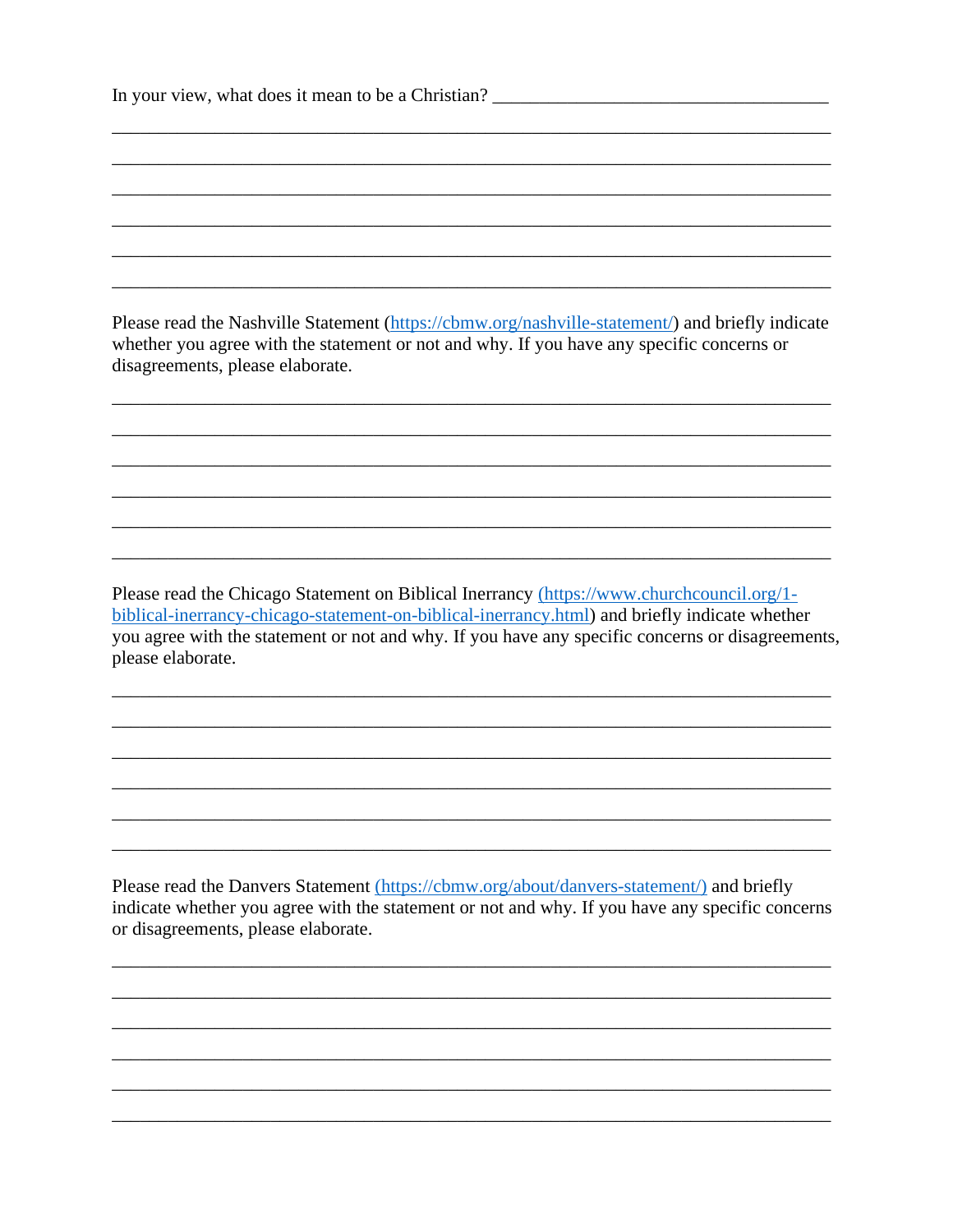In your view, what does it mean to be a Christian? ____________________________________

_____________________________________________________________________________

_____________________________________________________________________________

_____________________________________________________________________________

_____________________________________________________________________________

_____________________________________________________________________________

_____________________________________________________________________________

Please read the Nashville Statement (https://cbmw.org/nashville-statement/) and briefly indicate whether you agree with the statement or not and why. If you have any specific concerns or disagreements, please elaborate.

_____________________________________________________________________________

_____________________________________________________________________________

_____________________________________________________________________________

_____________________________________________________________________________

_____________________________________________________________________________

_____________________________________________________________________________

Please read the Chicago Statement on Biblical Inerrancy (https://www.churchcouncil.org/1-biblical-inerrancy-chicago-statement-on-biblical-inerrancy.html) and briefly indicate whether you agree with the statement or not and why. If you have any specific concerns or disagreements, please elaborate.

_____________________________________________________________________________

_____________________________________________________________________________

_____________________________________________________________________________

_____________________________________________________________________________

_____________________________________________________________________________

_____________________________________________________________________________

Please read the Danvers Statement (https://cbmw.org/about/danvers-statement/) and briefly indicate whether you agree with the statement or not and why. If you have any specific concerns or disagreements, please elaborate.

_____________________________________________________________________________

_____________________________________________________________________________

_____________________________________________________________________________

_____________________________________________________________________________

_____________________________________________________________________________

_____________________________________________________________________________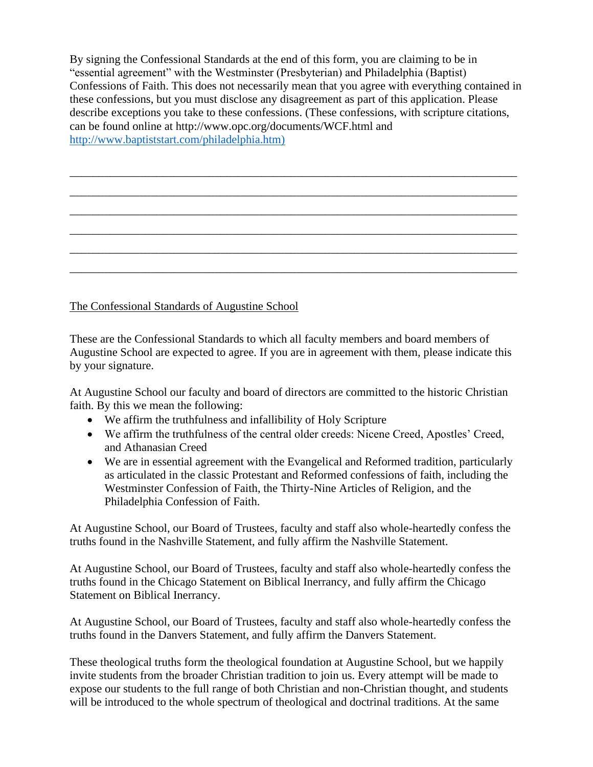By signing the Confessional Standards at the end of this form, you are claiming to be in "essential agreement" with the Westminster (Presbyterian) and Philadelphia (Baptist) Confessions of Faith. This does not necessarily mean that you agree with everything contained in these confessions, but you must disclose any disagreement as part of this application. Please describe exceptions you take to these confessions. (These confessions, with scripture citations, can be found online at http://www.opc.org/documents/WCF.html and [http://www.baptiststart.com/philadelphia.htm)](http://www.baptiststart.com/philadelphia.htm)

\_\_\_\_\_\_\_\_\_\_\_\_\_\_\_\_\_\_\_\_\_\_\_\_\_\_\_\_\_\_\_\_\_\_\_\_\_\_\_\_\_\_\_\_\_\_\_\_\_\_\_\_\_\_\_\_\_\_\_\_\_\_\_\_\_\_\_\_\_\_\_\_

\_\_\_\_\_\_\_\_\_\_\_\_\_\_\_\_\_\_\_\_\_\_\_\_\_\_\_\_\_\_\_\_\_\_\_\_\_\_\_\_\_\_\_\_\_\_\_\_\_\_\_\_\_\_\_\_\_\_\_\_\_\_\_\_\_\_\_\_\_\_\_\_

\_\_\_\_\_\_\_\_\_\_\_\_\_\_\_\_\_\_\_\_\_\_\_\_\_\_\_\_\_\_\_\_\_\_\_\_\_\_\_\_\_\_\_\_\_\_\_\_\_\_\_\_\_\_\_\_\_\_\_\_\_\_\_\_\_\_\_\_\_\_\_\_

\_\_\_\_\_\_\_\_\_\_\_\_\_\_\_\_\_\_\_\_\_\_\_\_\_\_\_\_\_\_\_\_\_\_\_\_\_\_\_\_\_\_\_\_\_\_\_\_\_\_\_\_\_\_\_\_\_\_\_\_\_\_\_\_\_\_\_\_\_\_\_\_

\_\_\_\_\_\_\_\_\_\_\_\_\_\_\_\_\_\_\_\_\_\_\_\_\_\_\_\_\_\_\_\_\_\_\_\_\_\_\_\_\_\_\_\_\_\_\_\_\_\_\_\_\_\_\_\_\_\_\_\_\_\_\_\_\_\_\_\_\_\_\_\_

\_\_\_\_\_\_\_\_\_\_\_\_\_\_\_\_\_\_\_\_\_\_\_\_\_\_\_\_\_\_\_\_\_\_\_\_\_\_\_\_\_\_\_\_\_\_\_\_\_\_\_\_\_\_\_\_\_\_\_\_\_\_\_\_\_\_\_\_\_\_\_\_

<u>The Confessional Standards of Augustine School</u>

These are the Confessional Standards to which all faculty members and board members of Augustine School are expected to agree. If you are in agreement with them, please indicate this by your signature.

At Augustine School our faculty and board of directors are committed to the historic Christian faith. By this we mean the following:

- We affirm the truthfulness and infallibility of Holy Scripture
- We affirm the truthfulness of the central older creeds: Nicene Creed, Apostles' Creed, and Athanasian Creed
- We are in essential agreement with the Evangelical and Reformed tradition, particularly as articulated in the classic Protestant and Reformed confessions of faith, including the Westminster Confession of Faith, the Thirty-Nine Articles of Religion, and the Philadelphia Confession of Faith.

At Augustine School, our Board of Trustees, faculty and staff also whole-heartedly confess the truths found in the Nashville Statement, and fully affirm the Nashville Statement.

At Augustine School, our Board of Trustees, faculty and staff also whole-heartedly confess the truths found in the Chicago Statement on Biblical Inerrancy, and fully affirm the Chicago Statement on Biblical Inerrancy.

At Augustine School, our Board of Trustees, faculty and staff also whole-heartedly confess the truths found in the Danvers Statement, and fully affirm the Danvers Statement.

These theological truths form the theological foundation at Augustine School, but we happily invite students from the broader Christian tradition to join us. Every attempt will be made to expose our students to the full range of both Christian and non-Christian thought, and students will be introduced to the whole spectrum of theological and doctrinal traditions. At the same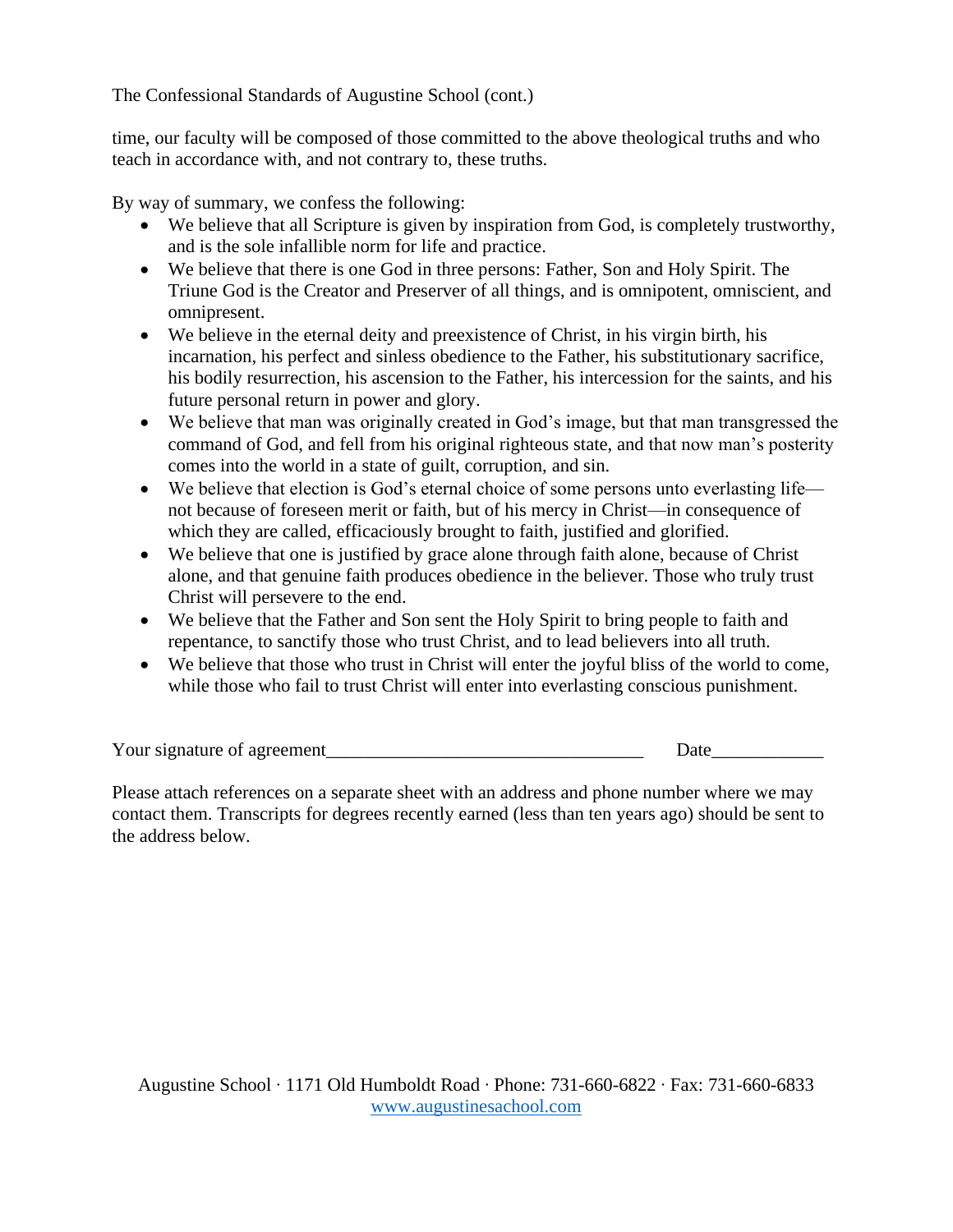The Confessional Standards of Augustine School (cont.)

time, our faculty will be composed of those committed to the above theological truths and who teach in accordance with, and not contrary to, these truths.

By way of summary, we confess the following:

- We believe that all Scripture is given by inspiration from God, is completely trustworthy, and is the sole infallible norm for life and practice.
- We believe that there is one God in three persons: Father, Son and Holy Spirit. The Triune God is the Creator and Preserver of all things, and is omnipotent, omniscient, and omnipresent.
- We believe in the eternal deity and preexistence of Christ, in his virgin birth, his incarnation, his perfect and sinless obedience to the Father, his substitutionary sacrifice, his bodily resurrection, his ascension to the Father, his intercession for the saints, and his future personal return in power and glory.
- We believe that man was originally created in God's image, but that man transgressed the command of God, and fell from his original righteous state, and that now man's posterity comes into the world in a state of guilt, corruption, and sin.
- We believe that election is God's eternal choice of some persons unto everlasting life—not because of foreseen merit or faith, but of his mercy in Christ—in consequence of which they are called, efficaciously brought to faith, justified and glorified.
- We believe that one is justified by grace alone through faith alone, because of Christ alone, and that genuine faith produces obedience in the believer. Those who truly trust Christ will persevere to the end.
- We believe that the Father and Son sent the Holy Spirit to bring people to faith and repentance, to sanctify those who trust Christ, and to lead believers into all truth.
- We believe that those who trust in Christ will enter the joyful bliss of the world to come, while those who fail to trust Christ will enter into everlasting conscious punishment.

Your signature of agreement__________________________________ Date____________

Please attach references on a separate sheet with an address and phone number where we may contact them. Transcripts for degrees recently earned (less than ten years ago) should be sent to the address below.

Augustine School · 1171 Old Humboldt Road · Phone: 731-660-6822 · Fax: 731-660-6833
www.augustinesachool.com